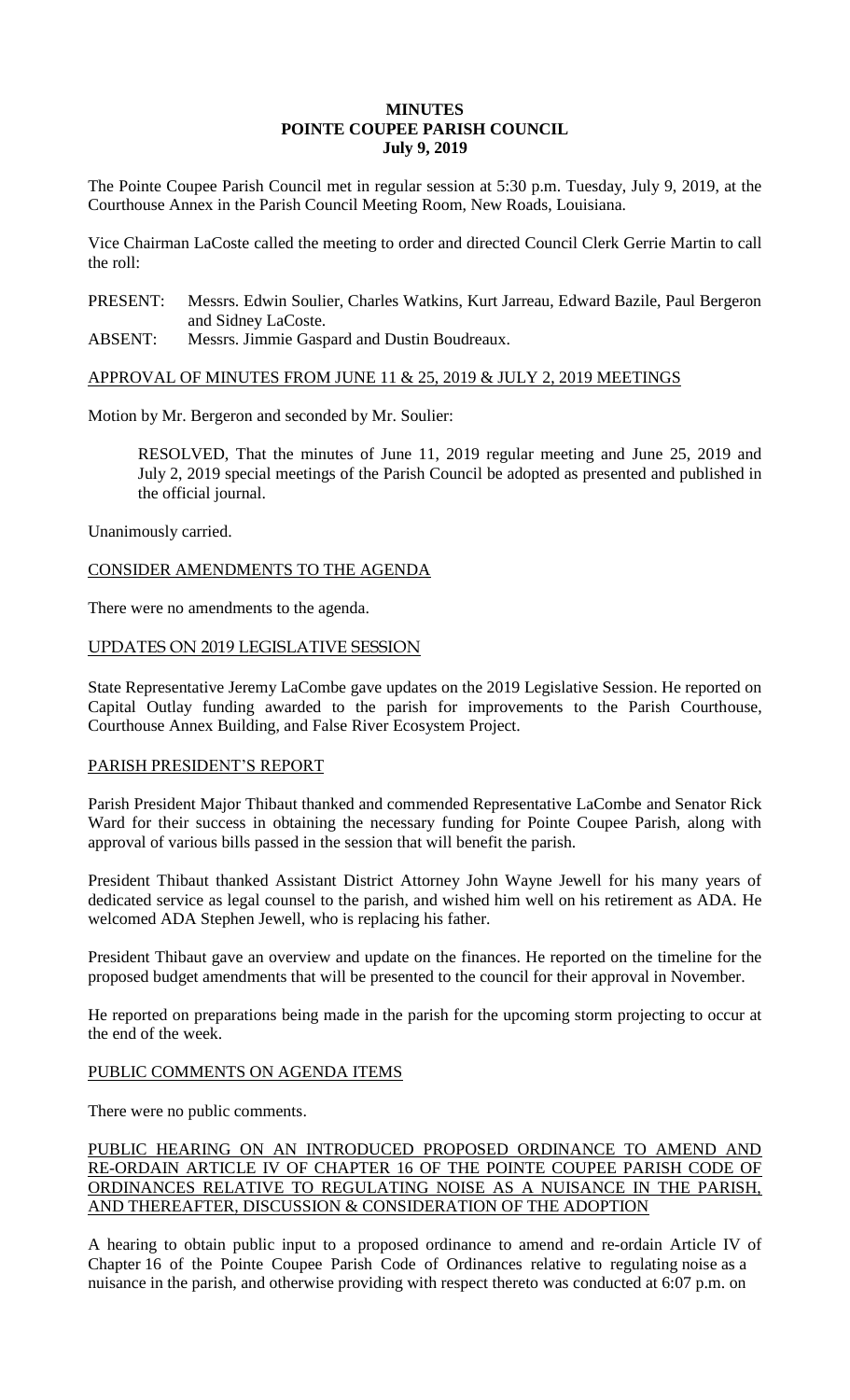**MINUTES**
**POINTE COUPEE PARISH COUNCIL**
**July 9, 2019**

The Pointe Coupee Parish Council met in regular session at 5:30 p.m. Tuesday, July 9, 2019, at the Courthouse Annex in the Parish Council Meeting Room, New Roads, Louisiana.

Vice Chairman LaCoste called the meeting to order and directed Council Clerk Gerrie Martin to call the roll:

PRESENT: Messrs. Edwin Soulier, Charles Watkins, Kurt Jarreau, Edward Bazile, Paul Bergeron and Sidney LaCoste.
ABSENT: Messrs. Jimmie Gaspard and Dustin Boudreaux.

<u>APPROVAL OF MINUTES FROM JUNE 11 & 25, 2019 & JULY 2, 2019 MEETINGS</u>

Motion by Mr. Bergeron and seconded by Mr. Soulier:

> RESOLVED, That the minutes of June 11, 2019 regular meeting and June 25, 2019 and July 2, 2019 special meetings of the Parish Council be adopted as presented and published in the official journal.

Unanimously carried.

<u>CONSIDER AMENDMENTS TO THE AGENDA</u>

There were no amendments to the agenda.

<u>UPDATES ON 2019 LEGISLATIVE SESSION</u>

State Representative Jeremy LaCombe gave updates on the 2019 Legislative Session. He reported on Capital Outlay funding awarded to the parish for improvements to the Parish Courthouse, Courthouse Annex Building, and False River Ecosystem Project.

<u>PARISH PRESIDENT'S REPORT</u>

Parish President Major Thibaut thanked and commended Representative LaCombe and Senator Rick Ward for their success in obtaining the necessary funding for Pointe Coupee Parish, along with approval of various bills passed in the session that will benefit the parish.

President Thibaut thanked Assistant District Attorney John Wayne Jewell for his many years of dedicated service as legal counsel to the parish, and wished him well on his retirement as ADA. He welcomed ADA Stephen Jewell, who is replacing his father.

President Thibaut gave an overview and update on the finances. He reported on the timeline for the proposed budget amendments that will be presented to the council for their approval in November.

He reported on preparations being made in the parish for the upcoming storm projecting to occur at the end of the week.

<u>PUBLIC COMMENTS ON AGENDA ITEMS</u>

There were no public comments.

<u>PUBLIC HEARING ON AN INTRODUCED PROPOSED ORDINANCE TO AMEND AND RE-ORDAIN ARTICLE IV OF CHAPTER 16 OF THE POINTE COUPEE PARISH CODE OF ORDINANCES RELATIVE TO REGULATING NOISE AS A NUISANCE IN THE PARISH, AND THEREAFTER, DISCUSSION & CONSIDERATION OF THE ADOPTION</u>

A hearing to obtain public input to a proposed ordinance to amend and re-ordain Article IV of Chapter 16 of the Pointe Coupee Parish Code of Ordinances relative to regulating noise as a nuisance in the parish, and otherwise providing with respect thereto was conducted at 6:07 p.m. on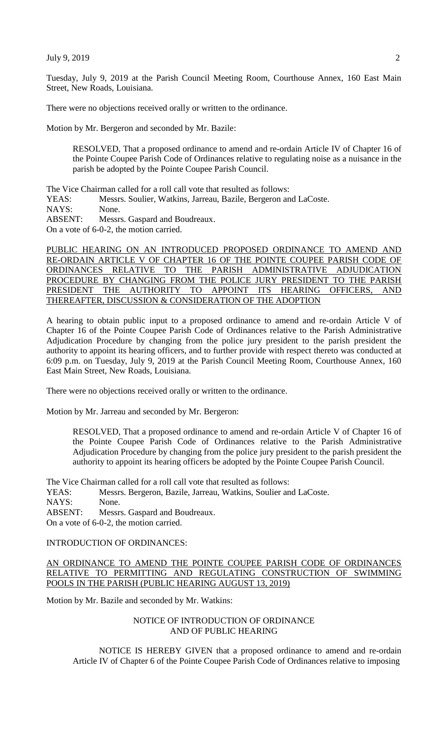Tuesday, July 9, 2019 at the Parish Council Meeting Room, Courthouse Annex, 160 East Main Street, New Roads, Louisiana.

There were no objections received orally or written to the ordinance.

Motion by Mr. Bergeron and seconded by Mr. Bazile:

> RESOLVED, That a proposed ordinance to amend and re-ordain Article IV of Chapter 16 of the Pointe Coupee Parish Code of Ordinances relative to regulating noise as a nuisance in the parish be adopted by the Pointe Coupee Parish Council.

The Vice Chairman called for a roll call vote that resulted as follows:
YEAS: Messrs. Soulier, Watkins, Jarreau, Bazile, Bergeron and LaCoste.
NAYS: None.
ABSENT: Messrs. Gaspard and Boudreaux.
On a vote of 6-0-2, the motion carried.

PUBLIC HEARING ON AN INTRODUCED PROPOSED ORDINANCE TO AMEND AND RE-ORDAIN ARTICLE V OF CHAPTER 16 OF THE POINTE COUPEE PARISH CODE OF ORDINANCES RELATIVE TO THE PARISH ADMINISTRATIVE ADJUDICATION PROCEDURE BY CHANGING FROM THE POLICE JURY PRESIDENT TO THE PARISH PRESIDENT THE AUTHORITY TO APPOINT ITS HEARING OFFICERS, AND THEREAFTER, DISCUSSION & CONSIDERATION OF THE ADOPTION

A hearing to obtain public input to a proposed ordinance to amend and re-ordain Article V of Chapter 16 of the Pointe Coupee Parish Code of Ordinances relative to the Parish Administrative Adjudication Procedure by changing from the police jury president to the parish president the authority to appoint its hearing officers, and to further provide with respect thereto was conducted at 6:09 p.m. on Tuesday, July 9, 2019 at the Parish Council Meeting Room, Courthouse Annex, 160 East Main Street, New Roads, Louisiana.

There were no objections received orally or written to the ordinance.

Motion by Mr. Jarreau and seconded by Mr. Bergeron:

> RESOLVED, That a proposed ordinance to amend and re-ordain Article V of Chapter 16 of the Pointe Coupee Parish Code of Ordinances relative to the Parish Administrative Adjudication Procedure by changing from the police jury president to the parish president the authority to appoint its hearing officers be adopted by the Pointe Coupee Parish Council.

The Vice Chairman called for a roll call vote that resulted as follows:
YEAS: Messrs. Bergeron, Bazile, Jarreau, Watkins, Soulier and LaCoste.
NAYS: None.
ABSENT: Messrs. Gaspard and Boudreaux.
On a vote of 6-0-2, the motion carried.

INTRODUCTION OF ORDINANCES:

AN ORDINANCE TO AMEND THE POINTE COUPEE PARISH CODE OF ORDINANCES RELATIVE TO PERMITTING AND REGULATING CONSTRUCTION OF SWIMMING POOLS IN THE PARISH (PUBLIC HEARING AUGUST 13, 2019)

Motion by Mr. Bazile and seconded by Mr. Watkins:

NOTICE OF INTRODUCTION OF ORDINANCE
AND OF PUBLIC HEARING

NOTICE IS HEREBY GIVEN that a proposed ordinance to amend and re-ordain Article IV of Chapter 6 of the Pointe Coupee Parish Code of Ordinances relative to imposing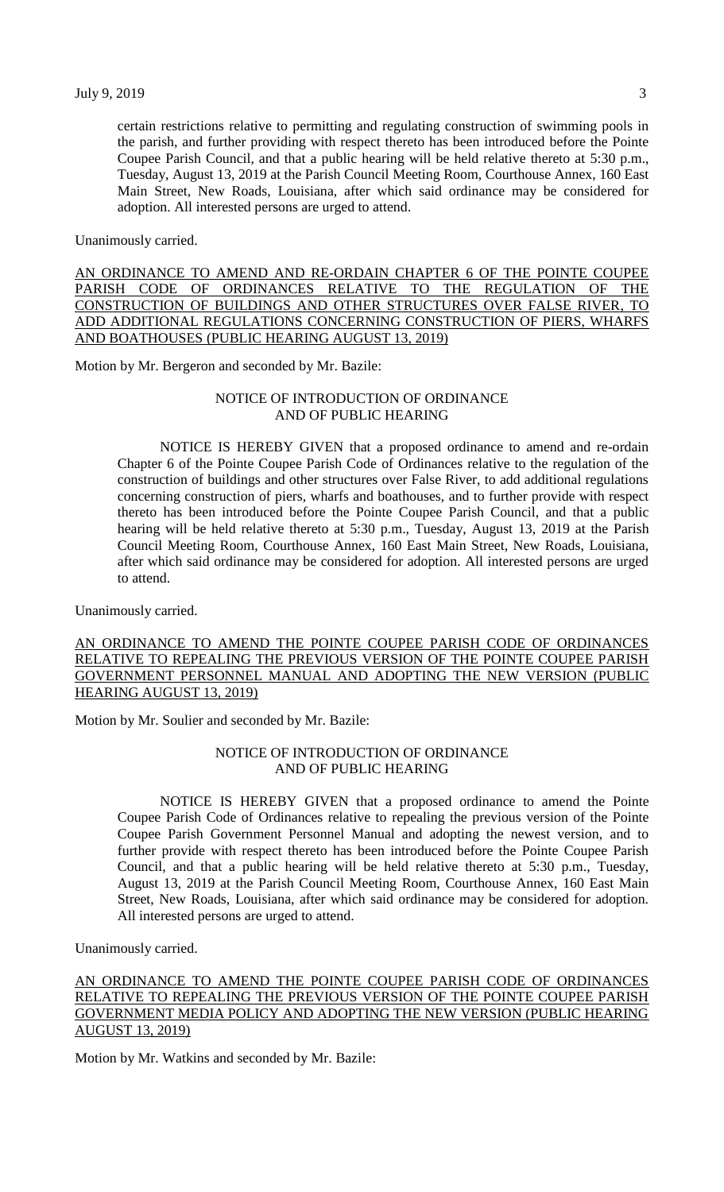certain restrictions relative to permitting and regulating construction of swimming pools in the parish, and further providing with respect thereto has been introduced before the Pointe Coupee Parish Council, and that a public hearing will be held relative thereto at 5:30 p.m., Tuesday, August 13, 2019 at the Parish Council Meeting Room, Courthouse Annex, 160 East Main Street, New Roads, Louisiana, after which said ordinance may be considered for adoption. All interested persons are urged to attend.

Unanimously carried.

AN ORDINANCE TO AMEND AND RE-ORDAIN CHAPTER 6 OF THE POINTE COUPEE PARISH CODE OF ORDINANCES RELATIVE TO THE REGULATION OF THE CONSTRUCTION OF BUILDINGS AND OTHER STRUCTURES OVER FALSE RIVER, TO ADD ADDITIONAL REGULATIONS CONCERNING CONSTRUCTION OF PIERS, WHARFS AND BOATHOUSES (PUBLIC HEARING AUGUST 13, 2019)

Motion by Mr. Bergeron and seconded by Mr. Bazile:

NOTICE OF INTRODUCTION OF ORDINANCE AND OF PUBLIC HEARING

NOTICE IS HEREBY GIVEN that a proposed ordinance to amend and re-ordain Chapter 6 of the Pointe Coupee Parish Code of Ordinances relative to the regulation of the construction of buildings and other structures over False River, to add additional regulations concerning construction of piers, wharfs and boathouses, and to further provide with respect thereto has been introduced before the Pointe Coupee Parish Council, and that a public hearing will be held relative thereto at 5:30 p.m., Tuesday, August 13, 2019 at the Parish Council Meeting Room, Courthouse Annex, 160 East Main Street, New Roads, Louisiana, after which said ordinance may be considered for adoption. All interested persons are urged to attend.

Unanimously carried.

AN ORDINANCE TO AMEND THE POINTE COUPEE PARISH CODE OF ORDINANCES RELATIVE TO REPEALING THE PREVIOUS VERSION OF THE POINTE COUPEE PARISH GOVERNMENT PERSONNEL MANUAL AND ADOPTING THE NEW VERSION (PUBLIC HEARING AUGUST 13, 2019)

Motion by Mr. Soulier and seconded by Mr. Bazile:

NOTICE OF INTRODUCTION OF ORDINANCE AND OF PUBLIC HEARING

NOTICE IS HEREBY GIVEN that a proposed ordinance to amend the Pointe Coupee Parish Code of Ordinances relative to repealing the previous version of the Pointe Coupee Parish Government Personnel Manual and adopting the newest version, and to further provide with respect thereto has been introduced before the Pointe Coupee Parish Council, and that a public hearing will be held relative thereto at 5:30 p.m., Tuesday, August 13, 2019 at the Parish Council Meeting Room, Courthouse Annex, 160 East Main Street, New Roads, Louisiana, after which said ordinance may be considered for adoption. All interested persons are urged to attend.

Unanimously carried.

AN ORDINANCE TO AMEND THE POINTE COUPEE PARISH CODE OF ORDINANCES RELATIVE TO REPEALING THE PREVIOUS VERSION OF THE POINTE COUPEE PARISH GOVERNMENT MEDIA POLICY AND ADOPTING THE NEW VERSION (PUBLIC HEARING AUGUST 13, 2019)

Motion by Mr. Watkins and seconded by Mr. Bazile: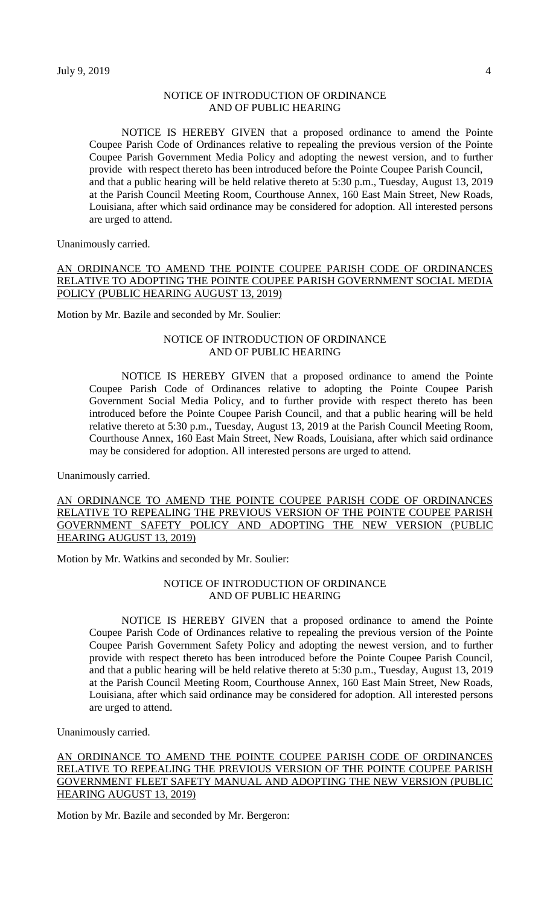NOTICE OF INTRODUCTION OF ORDINANCE
AND OF PUBLIC HEARING

NOTICE IS HEREBY GIVEN that a proposed ordinance to amend the Pointe Coupee Parish Code of Ordinances relative to repealing the previous version of the Pointe Coupee Parish Government Media Policy and adopting the newest version, and to further provide with respect thereto has been introduced before the Pointe Coupee Parish Council, and that a public hearing will be held relative thereto at 5:30 p.m., Tuesday, August 13, 2019 at the Parish Council Meeting Room, Courthouse Annex, 160 East Main Street, New Roads, Louisiana, after which said ordinance may be considered for adoption. All interested persons are urged to attend.

Unanimously carried.

AN ORDINANCE TO AMEND THE POINTE COUPEE PARISH CODE OF ORDINANCES RELATIVE TO ADOPTING THE POINTE COUPEE PARISH GOVERNMENT SOCIAL MEDIA POLICY (PUBLIC HEARING AUGUST 13, 2019)

Motion by Mr. Bazile and seconded by Mr. Soulier:

NOTICE OF INTRODUCTION OF ORDINANCE
AND OF PUBLIC HEARING

NOTICE IS HEREBY GIVEN that a proposed ordinance to amend the Pointe Coupee Parish Code of Ordinances relative to adopting the Pointe Coupee Parish Government Social Media Policy, and to further provide with respect thereto has been introduced before the Pointe Coupee Parish Council, and that a public hearing will be held relative thereto at 5:30 p.m., Tuesday, August 13, 2019 at the Parish Council Meeting Room, Courthouse Annex, 160 East Main Street, New Roads, Louisiana, after which said ordinance may be considered for adoption. All interested persons are urged to attend.

Unanimously carried.

AN ORDINANCE TO AMEND THE POINTE COUPEE PARISH CODE OF ORDINANCES RELATIVE TO REPEALING THE PREVIOUS VERSION OF THE POINTE COUPEE PARISH GOVERNMENT SAFETY POLICY AND ADOPTING THE NEW VERSION (PUBLIC HEARING AUGUST 13, 2019)

Motion by Mr. Watkins and seconded by Mr. Soulier:

NOTICE OF INTRODUCTION OF ORDINANCE
AND OF PUBLIC HEARING

NOTICE IS HEREBY GIVEN that a proposed ordinance to amend the Pointe Coupee Parish Code of Ordinances relative to repealing the previous version of the Pointe Coupee Parish Government Safety Policy and adopting the newest version, and to further provide with respect thereto has been introduced before the Pointe Coupee Parish Council, and that a public hearing will be held relative thereto at 5:30 p.m., Tuesday, August 13, 2019 at the Parish Council Meeting Room, Courthouse Annex, 160 East Main Street, New Roads, Louisiana, after which said ordinance may be considered for adoption. All interested persons are urged to attend.

Unanimously carried.

AN ORDINANCE TO AMEND THE POINTE COUPEE PARISH CODE OF ORDINANCES RELATIVE TO REPEALING THE PREVIOUS VERSION OF THE POINTE COUPEE PARISH GOVERNMENT FLEET SAFETY MANUAL AND ADOPTING THE NEW VERSION (PUBLIC HEARING AUGUST 13, 2019)

Motion by Mr. Bazile and seconded by Mr. Bergeron: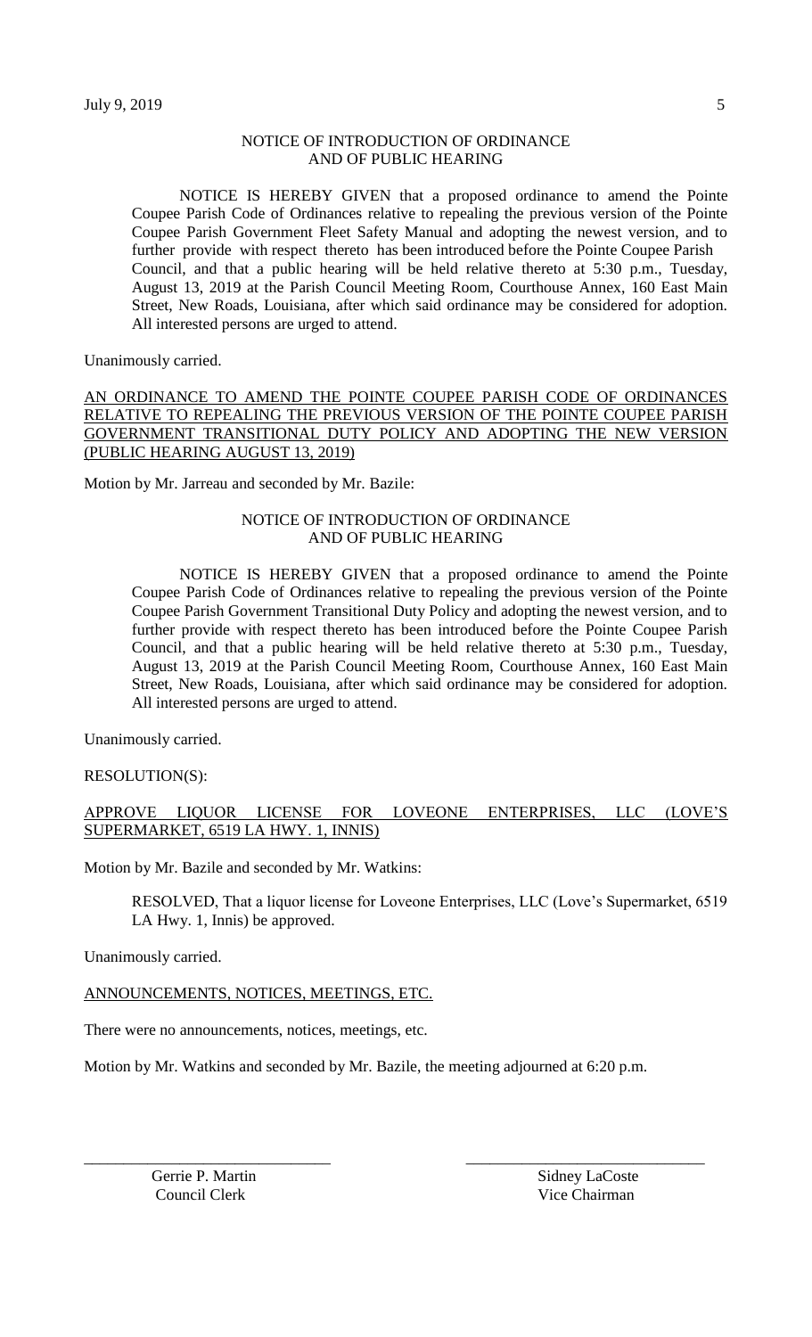NOTICE OF INTRODUCTION OF ORDINANCE
AND OF PUBLIC HEARING

NOTICE IS HEREBY GIVEN that a proposed ordinance to amend the Pointe Coupee Parish Code of Ordinances relative to repealing the previous version of the Pointe Coupee Parish Government Fleet Safety Manual and adopting the newest version, and to further provide with respect thereto has been introduced before the Pointe Coupee Parish Council, and that a public hearing will be held relative thereto at 5:30 p.m., Tuesday, August 13, 2019 at the Parish Council Meeting Room, Courthouse Annex, 160 East Main Street, New Roads, Louisiana, after which said ordinance may be considered for adoption. All interested persons are urged to attend.

Unanimously carried.

<u>AN ORDINANCE TO AMEND THE POINTE COUPEE PARISH CODE OF ORDINANCES RELATIVE TO REPEALING THE PREVIOUS VERSION OF THE POINTE COUPEE PARISH GOVERNMENT TRANSITIONAL DUTY POLICY AND ADOPTING THE NEW VERSION (PUBLIC HEARING AUGUST 13, 2019)</u>

Motion by Mr. Jarreau and seconded by Mr. Bazile:

NOTICE OF INTRODUCTION OF ORDINANCE
AND OF PUBLIC HEARING

NOTICE IS HEREBY GIVEN that a proposed ordinance to amend the Pointe Coupee Parish Code of Ordinances relative to repealing the previous version of the Pointe Coupee Parish Government Transitional Duty Policy and adopting the newest version, and to further provide with respect thereto has been introduced before the Pointe Coupee Parish Council, and that a public hearing will be held relative thereto at 5:30 p.m., Tuesday, August 13, 2019 at the Parish Council Meeting Room, Courthouse Annex, 160 East Main Street, New Roads, Louisiana, after which said ordinance may be considered for adoption. All interested persons are urged to attend.

Unanimously carried.

RESOLUTION(S):

<u>APPROVE LIQUOR LICENSE FOR LOVEONE ENTERPRISES, LLC (LOVE'S SUPERMARKET, 6519 LA HWY. 1, INNIS)</u>

Motion by Mr. Bazile and seconded by Mr. Watkins:

RESOLVED, That a liquor license for Loveone Enterprises, LLC (Love's Supermarket, 6519 LA Hwy. 1, Innis) be approved.

Unanimously carried.

<u>ANNOUNCEMENTS, NOTICES, MEETINGS, ETC.</u>

There were no announcements, notices, meetings, etc.

Motion by Mr. Watkins and seconded by Mr. Bazile, the meeting adjourned at 6:20 p.m.

| | |
|---|---|
| \_\_\_\_\_\_\_\_\_\_\_\_\_\_\_\_\_\_\_\_\_\_\_\_\_\_\_\_\_\_ | \_\_\_\_\_\_\_\_\_\_\_\_\_\_\_\_\_\_\_\_\_\_\_\_\_\_\_\_\_\_ |
| Gerrie P. Martin | Sidney LaCoste |
| Council Clerk | Vice Chairman |